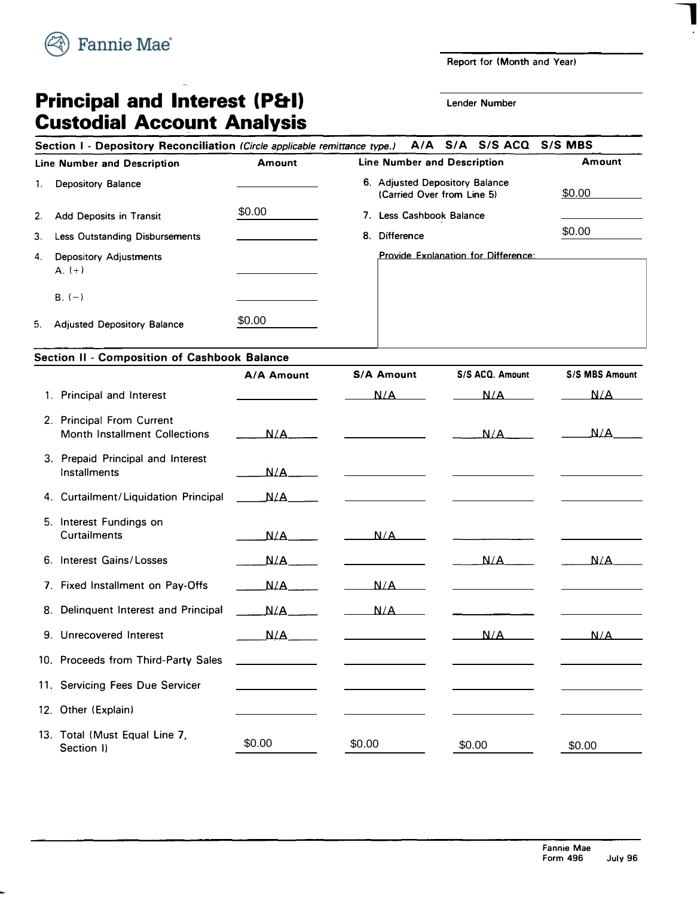Fannie Mae

Report for (Month and Year)

Lender Number

# Principal and Interest (P&I) Custodial Account Analysis

## Section I - Depository Reconciliation *(Circle applicable remittance type.)* A/A S/A S/S ACQ S/S MBS

| Line Number and Description | Amount | Line Number and Description | Amount |
|---|---|---|---|
| 1. Depository Balance | | 6. Adjusted Depository Balance (Carried Over from Line 5) | $0.00 |
| 2. Add Deposits in Transit | $0.00 | 7. Less Cashbook Balance | |
| 3. Less Outstanding Disbursements | | 8. Difference | $0.00 |
| 4. Depository Adjustments | | Provide Explanation for Difference: | |
| A. (+) | | | |
| B. (−) | | | |
| 5. Adjusted Depository Balance | $0.00 | | |

## Section II - Composition of Cashbook Balance

| | A/A Amount | S/A Amount | S/S ACQ. Amount | S/S MBS Amount |
|---|---|---|---|---|
| 1. Principal and Interest | | N/A | N/A | N/A |
| 2. Principal From Current Month Installment Collections | N/A | | N/A | N/A |
| 3. Prepaid Principal and Interest Installments | N/A | | | |
| 4. Curtailment/Liquidation Principal | N/A | | | |
| 5. Interest Fundings on Curtailments | N/A | N/A | | |
| 6. Interest Gains/Losses | N/A | | N/A | N/A |
| 7. Fixed Installment on Pay-Offs | N/A | N/A | | |
| 8. Delinquent Interest and Principal | N/A | N/A | | |
| 9. Unrecovered Interest | N/A | | N/A | N/A |
| 10. Proceeds from Third-Party Sales | | | | |
| 11. Servicing Fees Due Servicer | | | | |
| 12. Other (Explain) | | | | |
| 13. Total (Must Equal Line 7, Section I) | $0.00 | $0.00 | $0.00 | $0.00 |

Fannie Mae
Form 496 July 96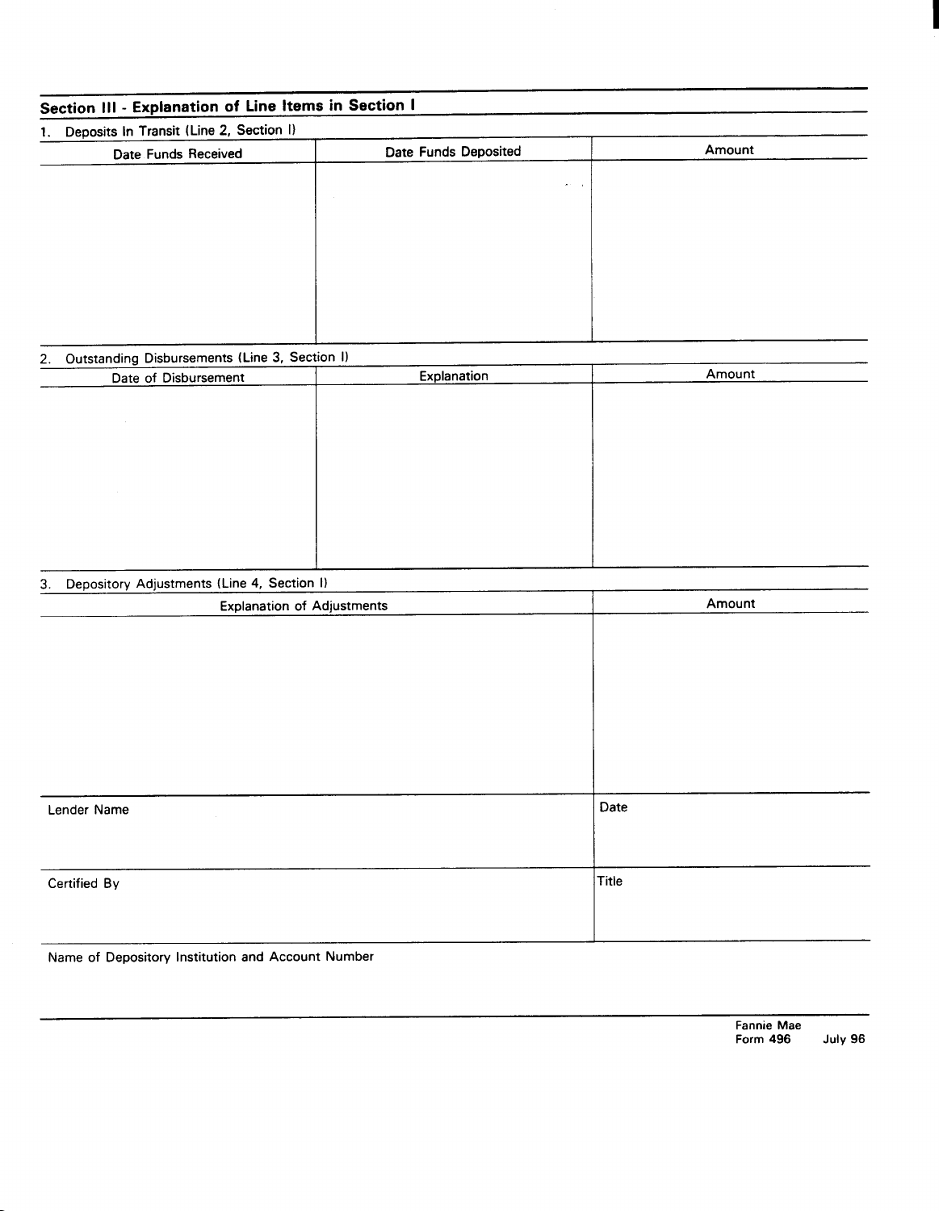## Section III - Explanation of Line Items in Section I

### 1. Deposits In Transit (Line 2, Section I)

| Date Funds Received | Date Funds Deposited | Amount |
|---|---|---|
| | | |

### 2. Outstanding Disbursements (Line 3, Section I)

| Date of Disbursement | Explanation | Amount |
|---|---|---|
| | | |

### 3. Depository Adjustments (Line 4, Section I)

| Explanation of Adjustments | Amount |
|---|---|
| | |

| Lender Name | Date |
|---|---|
| | |
| **Certified By** | **Title** |
| | |

Name of Depository Institution and Account Number

Fannie Mae
Form 496 July 96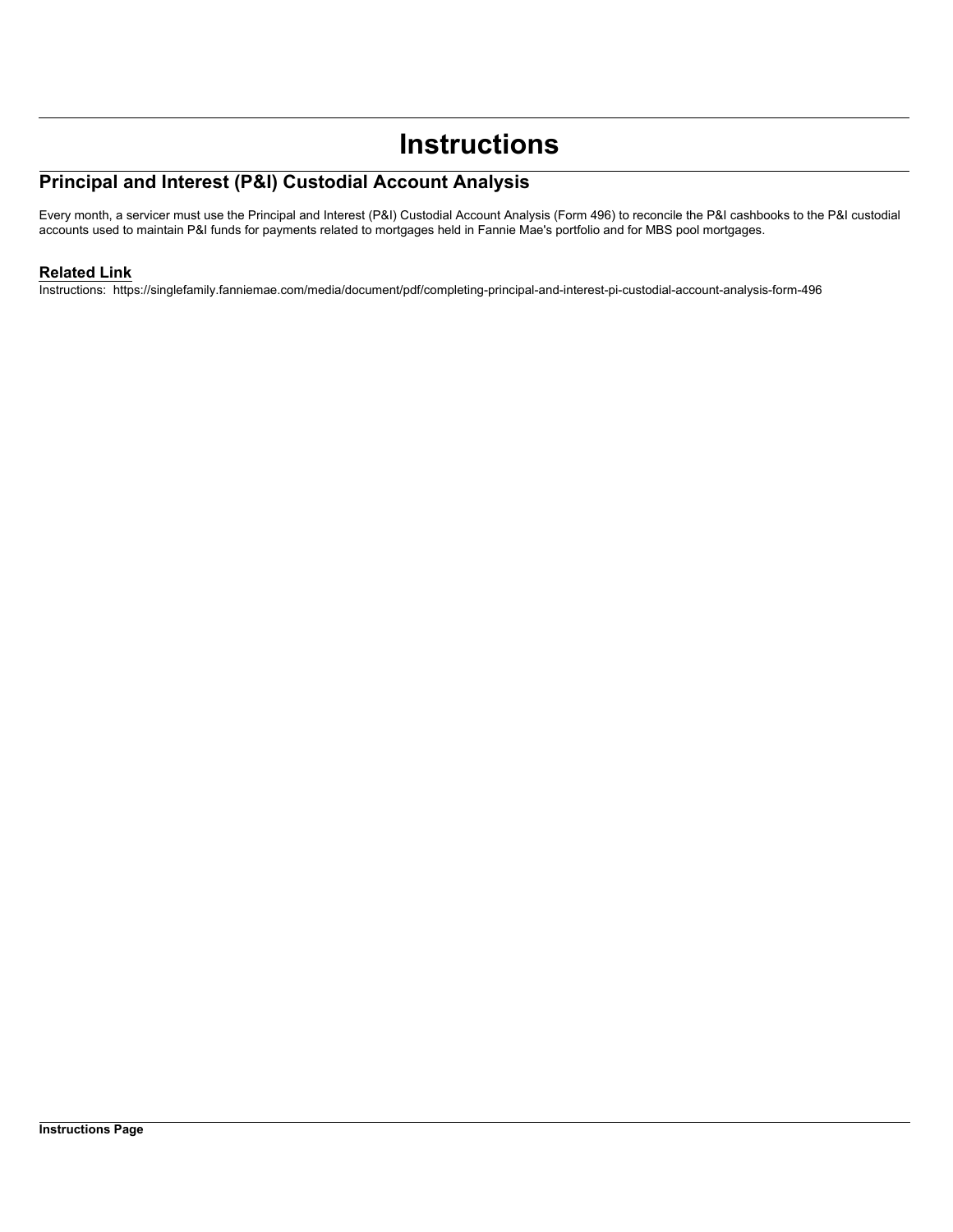# Instructions

## Principal and Interest (P&I) Custodial Account Analysis

Every month, a servicer must use the Principal and Interest (P&I) Custodial Account Analysis (Form 496) to reconcile the P&I cashbooks to the P&I custodial accounts used to maintain P&I funds for payments related to mortgages held in Fannie Mae's portfolio and for MBS pool mortgages.

### Related Link

Instructions: https://singlefamily.fanniemae.com/media/document/pdf/completing-principal-and-interest-pi-custodial-account-analysis-form-496